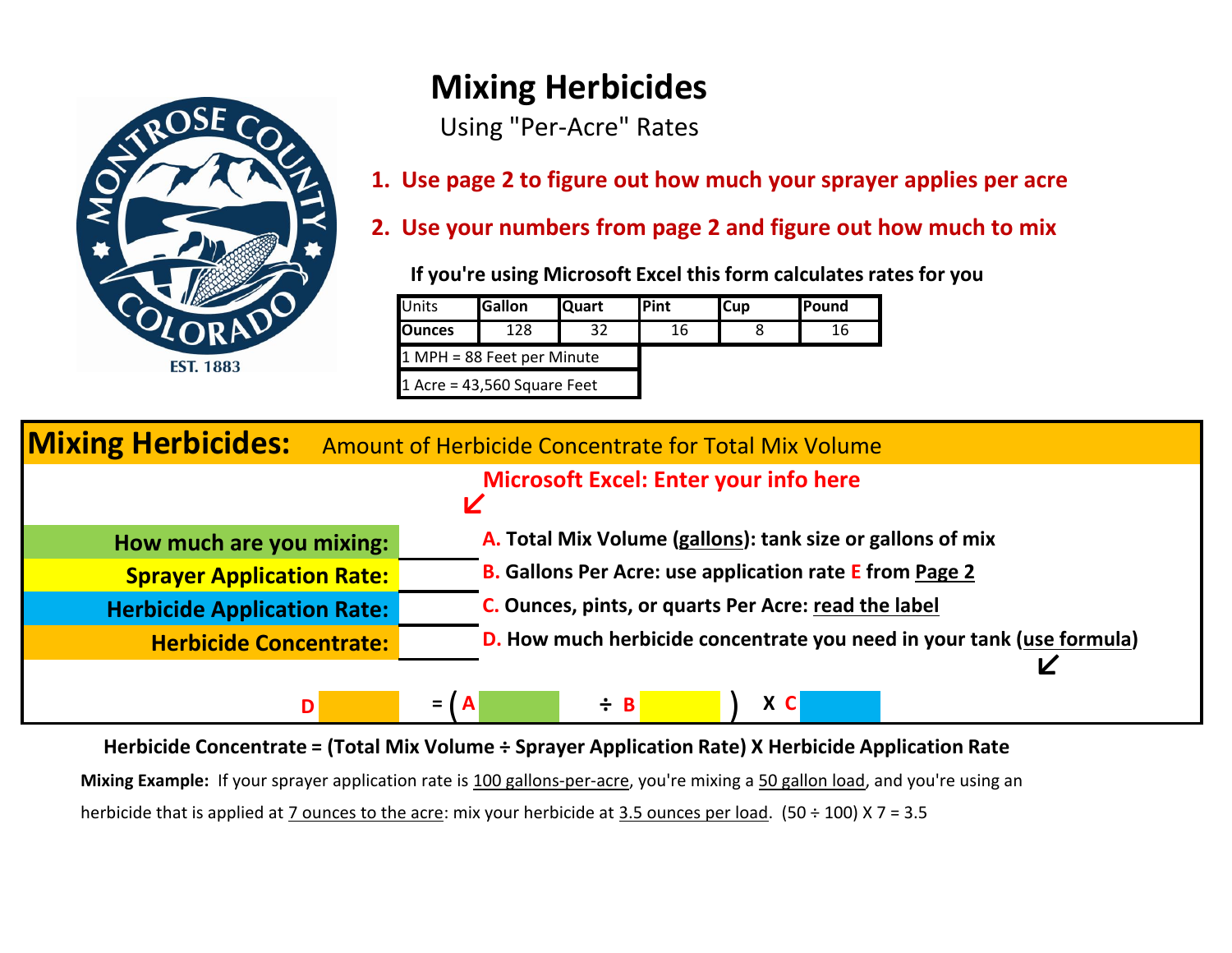# Mixing Herbicides

Using "Per-Acre" Rates

1. **Use page 2 to figure out how much your sprayer applies per acre**
2. **Use your numbers from page 2 and figure out how much to mix**

**If you're using Microsoft Excel this form calculates rates for you**

| Units | Gallon | Quart | Pint | Cup | Pound |
|---|---|---|---|---|---|
| **Ounces** | 128 | 32 | 16 | 8 | 16 |
| 1 MPH = 88 Feet per Minute | | | | | |
| 1 Acre = 43,560 Square Feet | | | | | |

## Mixing Herbicides: Amount of Herbicide Concentrate for Total Mix Volume

**Microsoft Excel: Enter your info here**

| | | |
|---|---|---|
| **How much are you mixing:** | | **A.** **Total Mix Volume (gallons): tank size or gallons of mix** |
| **Sprayer Application Rate:** | | **B.** **Gallons Per Acre: use application rate E from Page 2** |
| **Herbicide Application Rate:** | | **C.** **Ounces, pints, or quarts Per Acre: read the label** |
| **Herbicide Concentrate:** | | **D.** **How much herbicide concentrate you need in your tank (use formula)** |

D ______ = ( A ______ ÷ B ______ ) X C ______

**Herbicide Concentrate = (Total Mix Volume ÷ Sprayer Application Rate) X Herbicide Application Rate**

**Mixing Example:** If your sprayer application rate is 100 gallons-per-acre, you're mixing a 50 gallon load, and you're using an herbicide that is applied at 7 ounces to the acre: mix your herbicide at 3.5 ounces per load. $(50 \div 100) \times 7 = 3.5$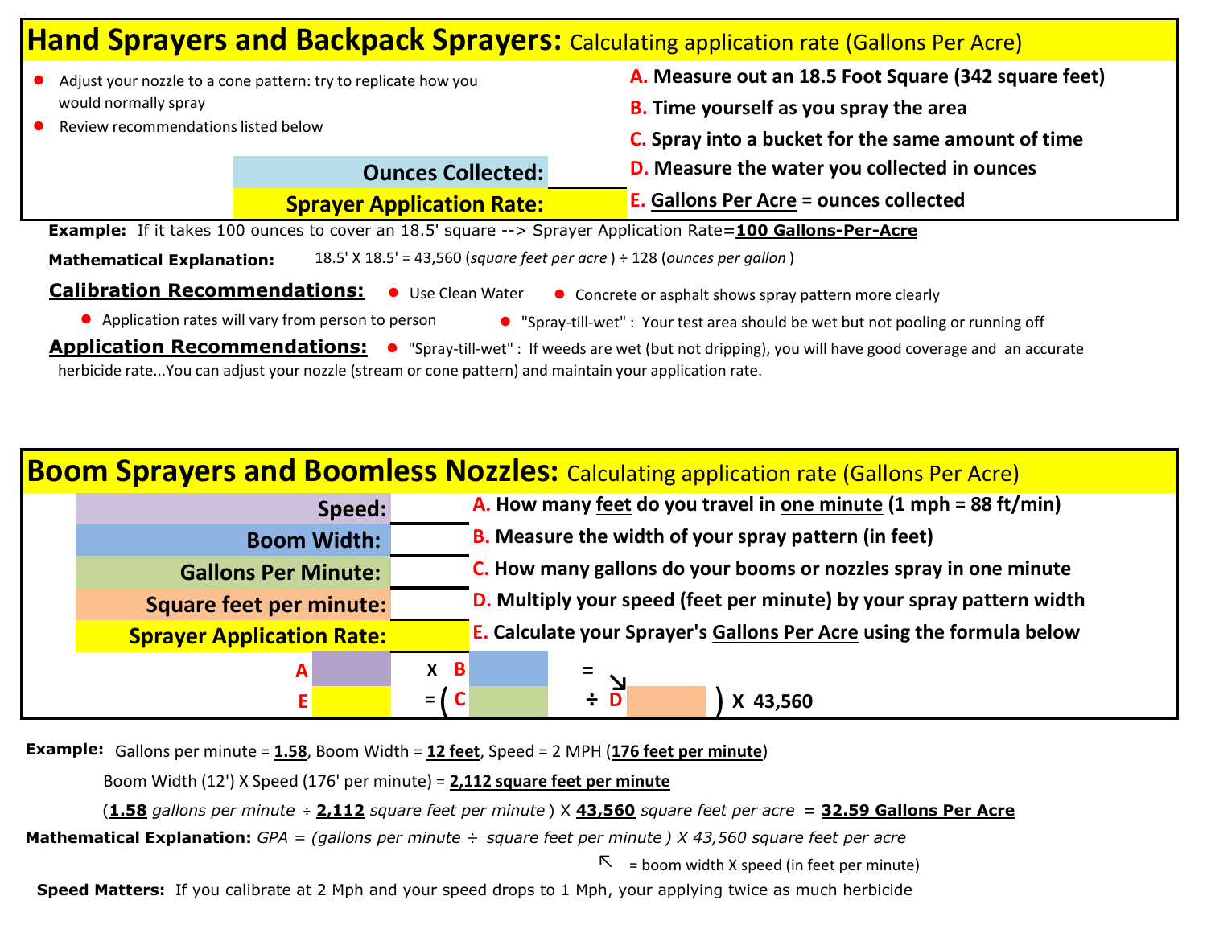# Hand Sprayers and Backpack Sprayers: Calculating application rate (Gallons Per Acre)

- Adjust your nozzle to a cone pattern: try to replicate how you would normally spray
- Review recommendations listed below

| | |
|---|---|
| **Ounces Collected:** | |
| **Sprayer Application Rate:** | |

**A.** **Measure out an 18.5 Foot Square (342 square feet)**

**B.** **Time yourself as you spray the area**

**C.** **Spray into a bucket for the same amount of time**

**D.** **Measure the water you collected in ounces**

**E.** **Gallons Per Acre = ounces collected**

**Example:** If it takes 100 ounces to cover an 18.5' square --> Sprayer Application Rate=**100 Gallons-Per-Acre**

**Mathematical Explanation:** 18.5' X 18.5' = 43,560 (*square feet per acre*) ÷ 128 (*ounces per gallon*)

**Calibration Recommendations:**

- Use Clean Water
- Concrete or asphalt shows spray pattern more clearly
- Application rates will vary from person to person
- "Spray-till-wet" : Your test area should be wet but not pooling or running off

**Application Recommendations:**

- "Spray-till-wet" : If weeds are wet (but not dripping), you will have good coverage and an accurate herbicide rate...You can adjust your nozzle (stream or cone pattern) and maintain your application rate.

# Boom Sprayers and Boomless Nozzles: Calculating application rate (Gallons Per Acre)

| | |
|---|---|
| **Speed:** | |
| **Boom Width:** | |
| **Gallons Per Minute:** | |
| **Square feet per minute:** | |
| **Sprayer Application Rate:** | |

**A.** **How many feet do you travel in one minute (1 mph = 88 ft/min)**

**B.** **Measure the width of your spray pattern (in feet)**

**C.** **How many gallons do your booms or nozzles spray in one minute**

**D.** **Multiply your speed (feet per minute) by your spray pattern width**

**E.** **Calculate your Sprayer's Gallons Per Acre using the formula below**

A ____ X B ____ = D

E ____ = ( C ____ ÷ D ____ ) X 43,560

**Example:** Gallons per minute = **1.58**, Boom Width = **12 feet**, Speed = 2 MPH (**176 feet per minute**)

Boom Width (12') X Speed (176' per minute) = **2,112 square feet per minute**

(**1.58** *gallons per minute* ÷ **2,112** *square feet per minute*) X **43,560** *square feet per acre* = **32.59 Gallons Per Acre**

**Mathematical Explanation:** *GPA = (gallons per minute ÷ square feet per minute) X 43,560 square feet per acre*

↖ = boom width X speed (in feet per minute)

**Speed Matters:** If you calibrate at 2 Mph and your speed drops to 1 Mph, your applying twice as much herbicide